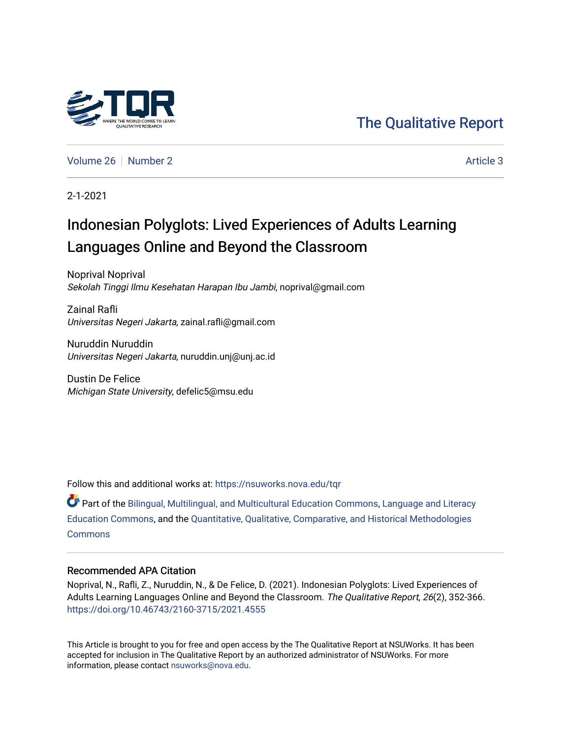The Qualitative Report

Volume 26 | Number 2 | Article 3

2-1-2021

# Indonesian Polyglots: Lived Experiences of Adults Learning Languages Online and Beyond the Classroom

Noprival Noprival
*Sekolah Tinggi Ilmu Kesehatan Harapan Ibu Jambi*, noprival@gmail.com

Zainal Rafli
*Universitas Negeri Jakarta*, zainal.rafli@gmail.com

Nuruddin Nuruddin
*Universitas Negeri Jakarta*, nuruddin.unj@unj.ac.id

Dustin De Felice
*Michigan State University*, defelic5@msu.edu

Follow this and additional works at: https://nsuworks.nova.edu/tqr

Part of the Bilingual, Multilingual, and Multicultural Education Commons, Language and Literacy Education Commons, and the Quantitative, Qualitative, Comparative, and Historical Methodologies Commons

## Recommended APA Citation

Noprival, N., Rafli, Z., Nuruddin, N., & De Felice, D. (2021). Indonesian Polyglots: Lived Experiences of Adults Learning Languages Online and Beyond the Classroom. *The Qualitative Report*, *26*(2), 352-366. https://doi.org/10.46743/2160-3715/2021.4555

This Article is brought to you for free and open access by the The Qualitative Report at NSUWorks. It has been accepted for inclusion in The Qualitative Report by an authorized administrator of NSUWorks. For more information, please contact nsuworks@nova.edu.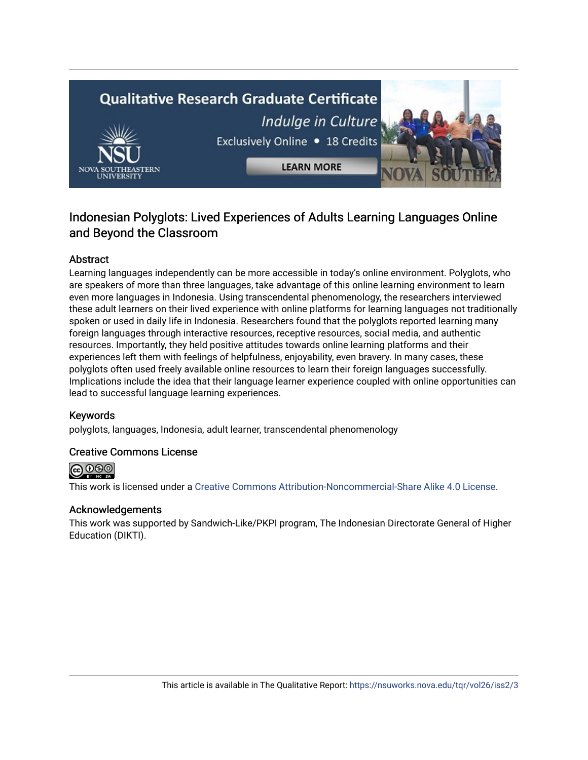# Indonesian Polyglots: Lived Experiences of Adults Learning Languages Online and Beyond the Classroom

## Abstract

Learning languages independently can be more accessible in today's online environment. Polyglots, who are speakers of more than three languages, take advantage of this online learning environment to learn even more languages in Indonesia. Using transcendental phenomenology, the researchers interviewed these adult learners on their lived experience with online platforms for learning languages not traditionally spoken or used in daily life in Indonesia. Researchers found that the polyglots reported learning many foreign languages through interactive resources, receptive resources, social media, and authentic resources. Importantly, they held positive attitudes towards online learning platforms and their experiences left them with feelings of helpfulness, enjoyability, even bravery. In many cases, these polyglots often used freely available online resources to learn their foreign languages successfully. Implications include the idea that their language learner experience coupled with online opportunities can lead to successful language learning experiences.

## Keywords

polyglots, languages, Indonesia, adult learner, transcendental phenomenology

## Creative Commons License

This work is licensed under a Creative Commons Attribution-Noncommercial-Share Alike 4.0 License.

## Acknowledgements

This work was supported by Sandwich-Like/PKPI program, The Indonesian Directorate General of Higher Education (DIKTI).

This article is available in The Qualitative Report: https://nsuworks.nova.edu/tqr/vol26/iss2/3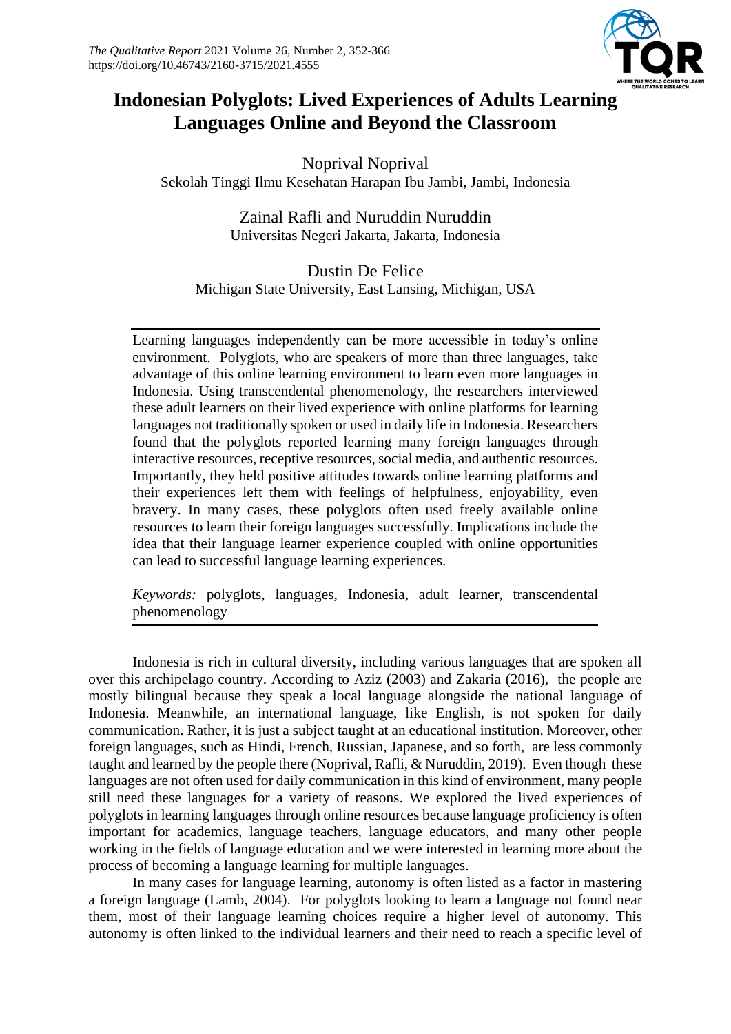# Indonesian Polyglots: Lived Experiences of Adults Learning Languages Online and Beyond the Classroom

Noprival Noprival
Sekolah Tinggi Ilmu Kesehatan Harapan Ibu Jambi, Jambi, Indonesia

Zainal Rafli and Nuruddin Nuruddin
Universitas Negeri Jakarta, Jakarta, Indonesia

Dustin De Felice
Michigan State University, East Lansing, Michigan, USA

Learning languages independently can be more accessible in today's online environment. Polyglots, who are speakers of more than three languages, take advantage of this online learning environment to learn even more languages in Indonesia. Using transcendental phenomenology, the researchers interviewed these adult learners on their lived experience with online platforms for learning languages not traditionally spoken or used in daily life in Indonesia. Researchers found that the polyglots reported learning many foreign languages through interactive resources, receptive resources, social media, and authentic resources. Importantly, they held positive attitudes towards online learning platforms and their experiences left them with feelings of helpfulness, enjoyability, even bravery. In many cases, these polyglots often used freely available online resources to learn their foreign languages successfully. Implications include the idea that their language learner experience coupled with online opportunities can lead to successful language learning experiences.

*Keywords:* polyglots, languages, Indonesia, adult learner, transcendental phenomenology

Indonesia is rich in cultural diversity, including various languages that are spoken all over this archipelago country. According to Aziz (2003) and Zakaria (2016), the people are mostly bilingual because they speak a local language alongside the national language of Indonesia. Meanwhile, an international language, like English, is not spoken for daily communication. Rather, it is just a subject taught at an educational institution. Moreover, other foreign languages, such as Hindi, French, Russian, Japanese, and so forth, are less commonly taught and learned by the people there (Noprival, Rafli, & Nuruddin, 2019). Even though these languages are not often used for daily communication in this kind of environment, many people still need these languages for a variety of reasons. We explored the lived experiences of polyglots in learning languages through online resources because language proficiency is often important for academics, language teachers, language educators, and many other people working in the fields of language education and we were interested in learning more about the process of becoming a language learning for multiple languages.

In many cases for language learning, autonomy is often listed as a factor in mastering a foreign language (Lamb, 2004). For polyglots looking to learn a language not found near them, most of their language learning choices require a higher level of autonomy. This autonomy is often linked to the individual learners and their need to reach a specific level of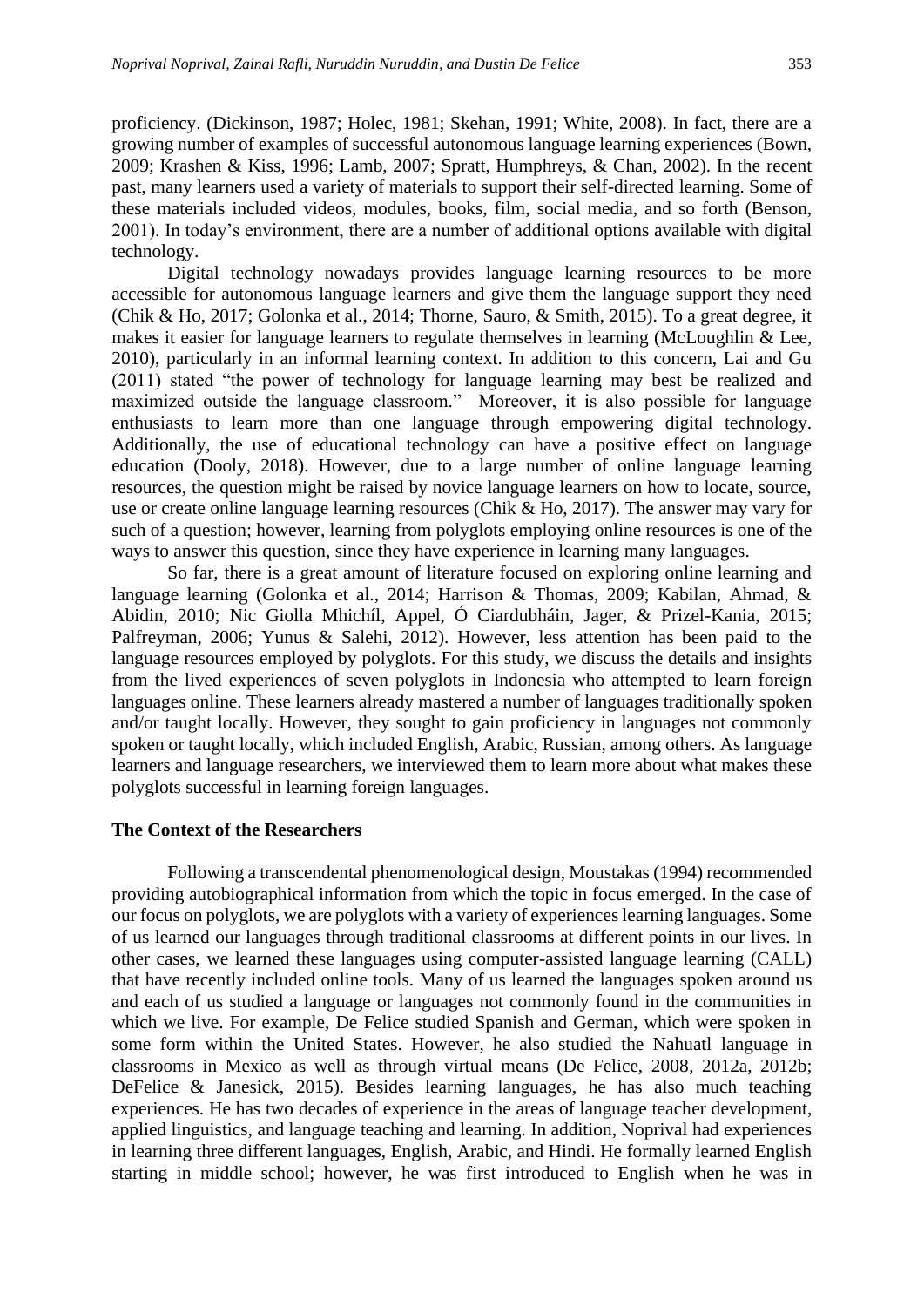proficiency. (Dickinson, 1987; Holec, 1981; Skehan, 1991; White, 2008). In fact, there are a growing number of examples of successful autonomous language learning experiences (Bown, 2009; Krashen & Kiss, 1996; Lamb, 2007; Spratt, Humphreys, & Chan, 2002). In the recent past, many learners used a variety of materials to support their self-directed learning. Some of these materials included videos, modules, books, film, social media, and so forth (Benson, 2001). In today's environment, there are a number of additional options available with digital technology.

Digital technology nowadays provides language learning resources to be more accessible for autonomous language learners and give them the language support they need (Chik & Ho, 2017; Golonka et al., 2014; Thorne, Sauro, & Smith, 2015). To a great degree, it makes it easier for language learners to regulate themselves in learning (McLoughlin & Lee, 2010), particularly in an informal learning context. In addition to this concern, Lai and Gu (2011) stated "the power of technology for language learning may best be realized and maximized outside the language classroom." Moreover, it is also possible for language enthusiasts to learn more than one language through empowering digital technology. Additionally, the use of educational technology can have a positive effect on language education (Dooly, 2018). However, due to a large number of online language learning resources, the question might be raised by novice language learners on how to locate, source, use or create online language learning resources (Chik & Ho, 2017). The answer may vary for such of a question; however, learning from polyglots employing online resources is one of the ways to answer this question, since they have experience in learning many languages.

So far, there is a great amount of literature focused on exploring online learning and language learning (Golonka et al., 2014; Harrison & Thomas, 2009; Kabilan, Ahmad, & Abidin, 2010; Nic Giolla Mhichíl, Appel, Ó Ciardubháin, Jager, & Prizel-Kania, 2015; Palfreyman, 2006; Yunus & Salehi, 2012). However, less attention has been paid to the language resources employed by polyglots. For this study, we discuss the details and insights from the lived experiences of seven polyglots in Indonesia who attempted to learn foreign languages online. These learners already mastered a number of languages traditionally spoken and/or taught locally. However, they sought to gain proficiency in languages not commonly spoken or taught locally, which included English, Arabic, Russian, among others. As language learners and language researchers, we interviewed them to learn more about what makes these polyglots successful in learning foreign languages.

## The Context of the Researchers

Following a transcendental phenomenological design, Moustakas (1994) recommended providing autobiographical information from which the topic in focus emerged. In the case of our focus on polyglots, we are polyglots with a variety of experiences learning languages. Some of us learned our languages through traditional classrooms at different points in our lives. In other cases, we learned these languages using computer-assisted language learning (CALL) that have recently included online tools. Many of us learned the languages spoken around us and each of us studied a language or languages not commonly found in the communities in which we live. For example, De Felice studied Spanish and German, which were spoken in some form within the United States. However, he also studied the Nahuatl language in classrooms in Mexico as well as through virtual means (De Felice, 2008, 2012a, 2012b; DeFelice & Janesick, 2015). Besides learning languages, he has also much teaching experiences. He has two decades of experience in the areas of language teacher development, applied linguistics, and language teaching and learning. In addition, Noprival had experiences in learning three different languages, English, Arabic, and Hindi. He formally learned English starting in middle school; however, he was first introduced to English when he was in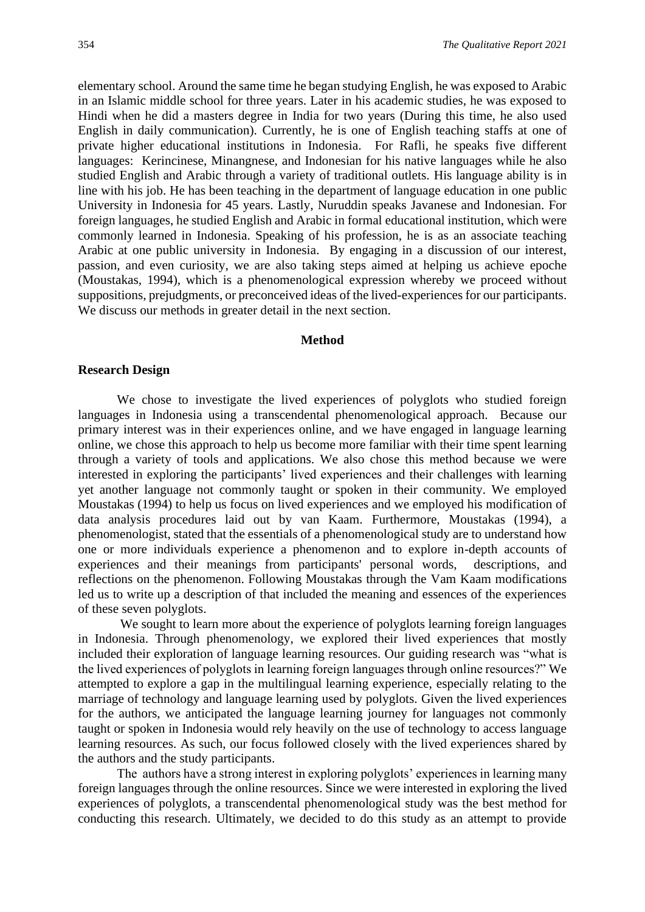elementary school. Around the same time he began studying English, he was exposed to Arabic in an Islamic middle school for three years. Later in his academic studies, he was exposed to Hindi when he did a masters degree in India for two years (During this time, he also used English in daily communication). Currently, he is one of English teaching staffs at one of private higher educational institutions in Indonesia. For Rafli, he speaks five different languages: Kerincinese, Minangnese, and Indonesian for his native languages while he also studied English and Arabic through a variety of traditional outlets. His language ability is in line with his job. He has been teaching in the department of language education in one public University in Indonesia for 45 years. Lastly, Nuruddin speaks Javanese and Indonesian. For foreign languages, he studied English and Arabic in formal educational institution, which were commonly learned in Indonesia. Speaking of his profession, he is as an associate teaching Arabic at one public university in Indonesia. By engaging in a discussion of our interest, passion, and even curiosity, we are also taking steps aimed at helping us achieve epoche (Moustakas, 1994), which is a phenomenological expression whereby we proceed without suppositions, prejudgments, or preconceived ideas of the lived-experiences for our participants. We discuss our methods in greater detail in the next section.

## Method

### Research Design

We chose to investigate the lived experiences of polyglots who studied foreign languages in Indonesia using a transcendental phenomenological approach. Because our primary interest was in their experiences online, and we have engaged in language learning online, we chose this approach to help us become more familiar with their time spent learning through a variety of tools and applications. We also chose this method because we were interested in exploring the participants' lived experiences and their challenges with learning yet another language not commonly taught or spoken in their community. We employed Moustakas (1994) to help us focus on lived experiences and we employed his modification of data analysis procedures laid out by van Kaam. Furthermore, Moustakas (1994), a phenomenologist, stated that the essentials of a phenomenological study are to understand how one or more individuals experience a phenomenon and to explore in-depth accounts of experiences and their meanings from participants' personal words, descriptions, and reflections on the phenomenon. Following Moustakas through the Vam Kaam modifications led us to write up a description of that included the meaning and essences of the experiences of these seven polyglots.

We sought to learn more about the experience of polyglots learning foreign languages in Indonesia. Through phenomenology, we explored their lived experiences that mostly included their exploration of language learning resources. Our guiding research was "what is the lived experiences of polyglots in learning foreign languages through online resources?" We attempted to explore a gap in the multilingual learning experience, especially relating to the marriage of technology and language learning used by polyglots. Given the lived experiences for the authors, we anticipated the language learning journey for languages not commonly taught or spoken in Indonesia would rely heavily on the use of technology to access language learning resources. As such, our focus followed closely with the lived experiences shared by the authors and the study participants.

The authors have a strong interest in exploring polyglots' experiences in learning many foreign languages through the online resources. Since we were interested in exploring the lived experiences of polyglots, a transcendental phenomenological study was the best method for conducting this research. Ultimately, we decided to do this study as an attempt to provide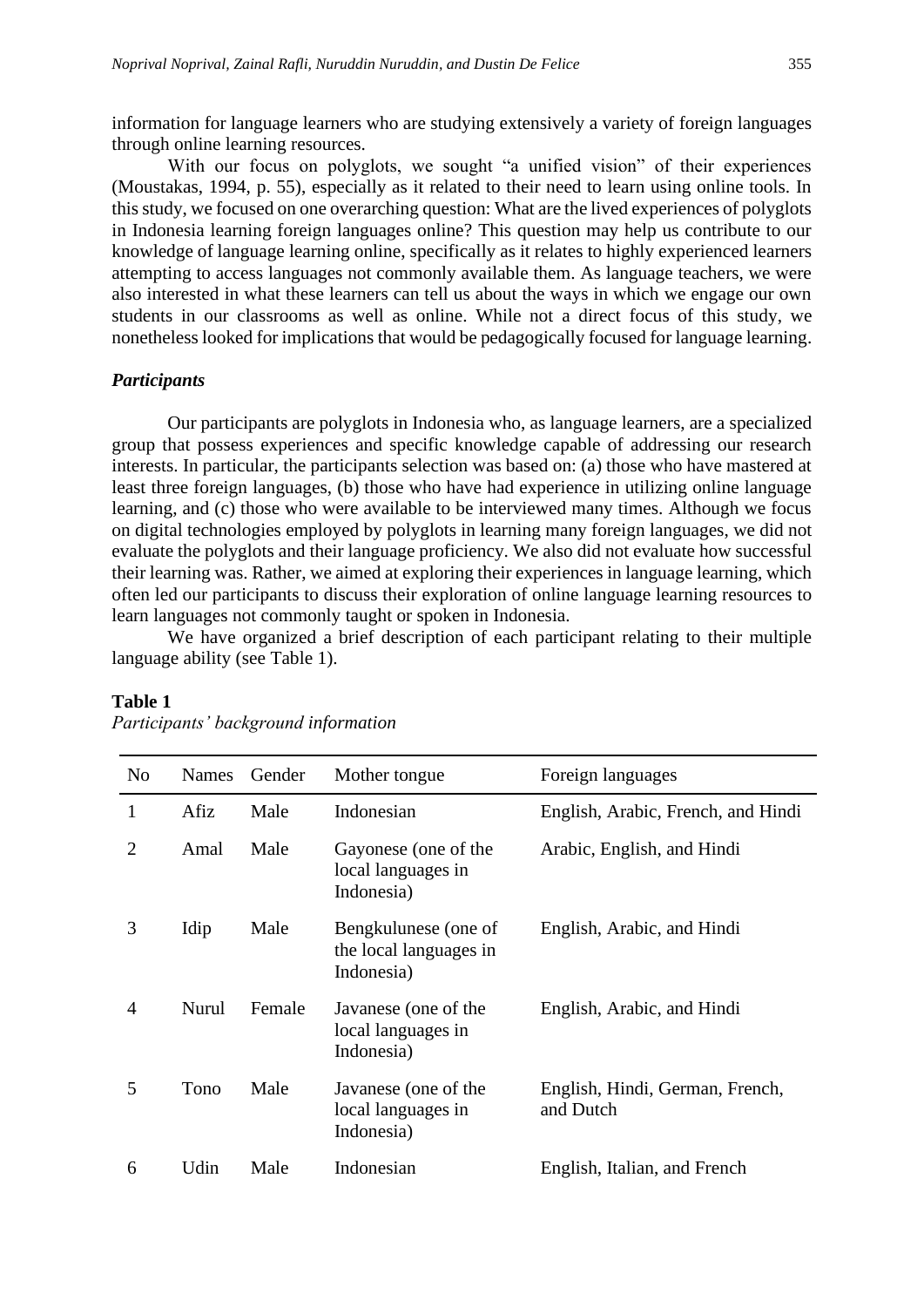information for language learners who are studying extensively a variety of foreign languages through online learning resources.

With our focus on polyglots, we sought "a unified vision" of their experiences (Moustakas, 1994, p. 55), especially as it related to their need to learn using online tools. In this study, we focused on one overarching question: What are the lived experiences of polyglots in Indonesia learning foreign languages online? This question may help us contribute to our knowledge of language learning online, specifically as it relates to highly experienced learners attempting to access languages not commonly available them. As language teachers, we were also interested in what these learners can tell us about the ways in which we engage our own students in our classrooms as well as online. While not a direct focus of this study, we nonetheless looked for implications that would be pedagogically focused for language learning.

### *Participants*

Our participants are polyglots in Indonesia who, as language learners, are a specialized group that possess experiences and specific knowledge capable of addressing our research interests. In particular, the participants selection was based on: (a) those who have mastered at least three foreign languages, (b) those who have had experience in utilizing online language learning, and (c) those who were available to be interviewed many times. Although we focus on digital technologies employed by polyglots in learning many foreign languages, we did not evaluate the polyglots and their language proficiency. We also did not evaluate how successful their learning was. Rather, we aimed at exploring their experiences in language learning, which often led our participants to discuss their exploration of online language learning resources to learn languages not commonly taught or spoken in Indonesia.

We have organized a brief description of each participant relating to their multiple language ability (see Table 1).

**Table 1**
*Participants' background information*

| No | Names | Gender | Mother tongue | Foreign languages |
|---|---|---|---|---|
| 1 | Afiz | Male | Indonesian | English, Arabic, French, and Hindi |
| 2 | Amal | Male | Gayonese (one of the local languages in Indonesia) | Arabic, English, and Hindi |
| 3 | Idip | Male | Bengkulunese (one of the local languages in Indonesia) | English, Arabic, and Hindi |
| 4 | Nurul | Female | Javanese (one of the local languages in Indonesia) | English, Arabic, and Hindi |
| 5 | Tono | Male | Javanese (one of the local languages in Indonesia) | English, Hindi, German, French, and Dutch |
| 6 | Udin | Male | Indonesian | English, Italian, and French |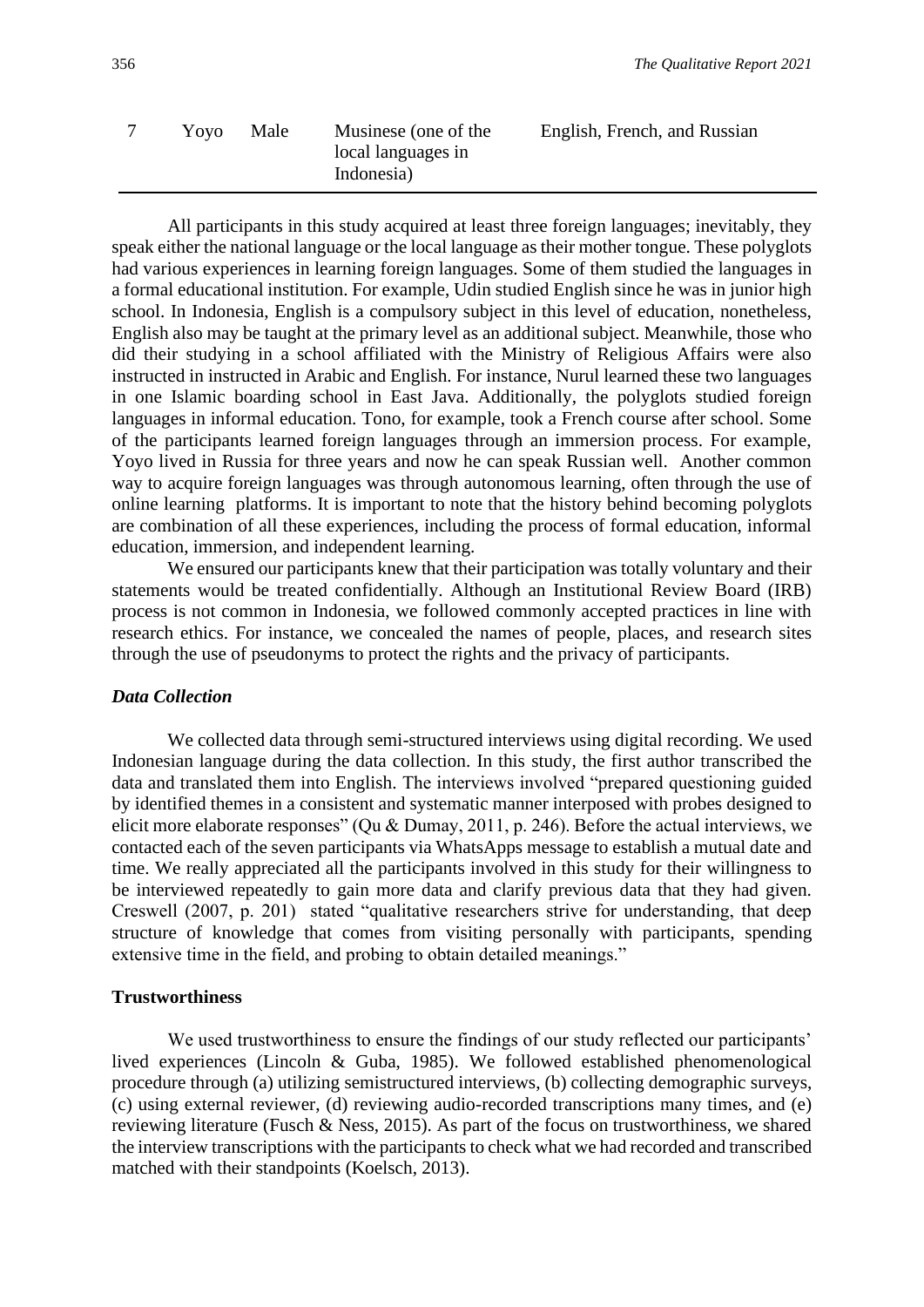| 7 | Yoyo | Male | Musinese (one of the local languages in Indonesia) | English, French, and Russian |
|---|---|---|---|---|

All participants in this study acquired at least three foreign languages; inevitably, they speak either the national language or the local language as their mother tongue. These polyglots had various experiences in learning foreign languages. Some of them studied the languages in a formal educational institution. For example, Udin studied English since he was in junior high school. In Indonesia, English is a compulsory subject in this level of education, nonetheless, English also may be taught at the primary level as an additional subject. Meanwhile, those who did their studying in a school affiliated with the Ministry of Religious Affairs were also instructed in instructed in Arabic and English. For instance, Nurul learned these two languages in one Islamic boarding school in East Java. Additionally, the polyglots studied foreign languages in informal education. Tono, for example, took a French course after school. Some of the participants learned foreign languages through an immersion process. For example, Yoyo lived in Russia for three years and now he can speak Russian well. Another common way to acquire foreign languages was through autonomous learning, often through the use of online learning platforms. It is important to note that the history behind becoming polyglots are combination of all these experiences, including the process of formal education, informal education, immersion, and independent learning.

We ensured our participants knew that their participation was totally voluntary and their statements would be treated confidentially. Although an Institutional Review Board (IRB) process is not common in Indonesia, we followed commonly accepted practices in line with research ethics. For instance, we concealed the names of people, places, and research sites through the use of pseudonyms to protect the rights and the privacy of participants.

### *Data Collection*

We collected data through semi-structured interviews using digital recording. We used Indonesian language during the data collection. In this study, the first author transcribed the data and translated them into English. The interviews involved "prepared questioning guided by identified themes in a consistent and systematic manner interposed with probes designed to elicit more elaborate responses" (Qu & Dumay, 2011, p. 246). Before the actual interviews, we contacted each of the seven participants via WhatsApps message to establish a mutual date and time. We really appreciated all the participants involved in this study for their willingness to be interviewed repeatedly to gain more data and clarify previous data that they had given. Creswell (2007, p. 201) stated "qualitative researchers strive for understanding, that deep structure of knowledge that comes from visiting personally with participants, spending extensive time in the field, and probing to obtain detailed meanings."

## Trustworthiness

We used trustworthiness to ensure the findings of our study reflected our participants' lived experiences (Lincoln & Guba, 1985). We followed established phenomenological procedure through (a) utilizing semistructured interviews, (b) collecting demographic surveys, (c) using external reviewer, (d) reviewing audio-recorded transcriptions many times, and (e) reviewing literature (Fusch & Ness, 2015). As part of the focus on trustworthiness, we shared the interview transcriptions with the participants to check what we had recorded and transcribed matched with their standpoints (Koelsch, 2013).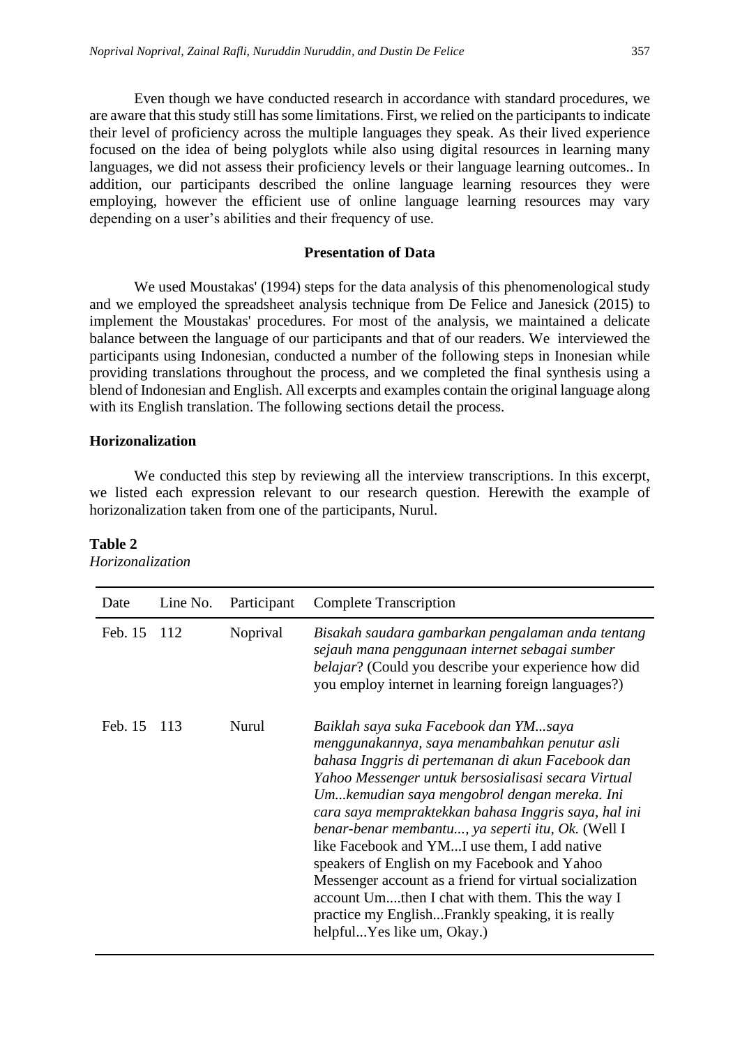Even though we have conducted research in accordance with standard procedures, we are aware that this study still has some limitations. First, we relied on the participants to indicate their level of proficiency across the multiple languages they speak. As their lived experience focused on the idea of being polyglots while also using digital resources in learning many languages, we did not assess their proficiency levels or their language learning outcomes.. In addition, our participants described the online language learning resources they were employing, however the efficient use of online language learning resources may vary depending on a user's abilities and their frequency of use.

## Presentation of Data

We used Moustakas' (1994) steps for the data analysis of this phenomenological study and we employed the spreadsheet analysis technique from De Felice and Janesick (2015) to implement the Moustakas' procedures. For most of the analysis, we maintained a delicate balance between the language of our participants and that of our readers. We interviewed the participants using Indonesian, conducted a number of the following steps in Inonesian while providing translations throughout the process, and we completed the final synthesis using a blend of Indonesian and English. All excerpts and examples contain the original language along with its English translation. The following sections detail the process.

### Horizonalization

We conducted this step by reviewing all the interview transcriptions. In this excerpt, we listed each expression relevant to our research question. Herewith the example of horizonalization taken from one of the participants, Nurul.

**Table 2**
*Horizonalization*

| Date | Line No. | Participant | Complete Transcription |
|---|---|---|---|
| Feb. 15 | 112 | Noprival | *Bisakah saudara gambarkan pengalaman anda tentang sejauh mana penggunaan internet sebagai sumber belajar*? (Could you describe your experience how did you employ internet in learning foreign languages?) |
| Feb. 15 | 113 | Nurul | *Baiklah saya suka Facebook dan YM...saya menggunakannya, saya menambahkan penutur asli bahasa Inggris di pertemanan di akun Facebook dan Yahoo Messenger untuk bersosialisasi secara Virtual Um...kemudian saya mengobrol dengan mereka. Ini cara saya mempraktekkan bahasa Inggris saya, hal ini benar-benar membantu..., ya seperti itu, Ok.* (Well I like Facebook and YM...I use them, I add native speakers of English on my Facebook and Yahoo Messenger account as a friend for virtual socialization account Um....then I chat with them. This the way I practice my English...Frankly speaking, it is really helpful...Yes like um, Okay.) |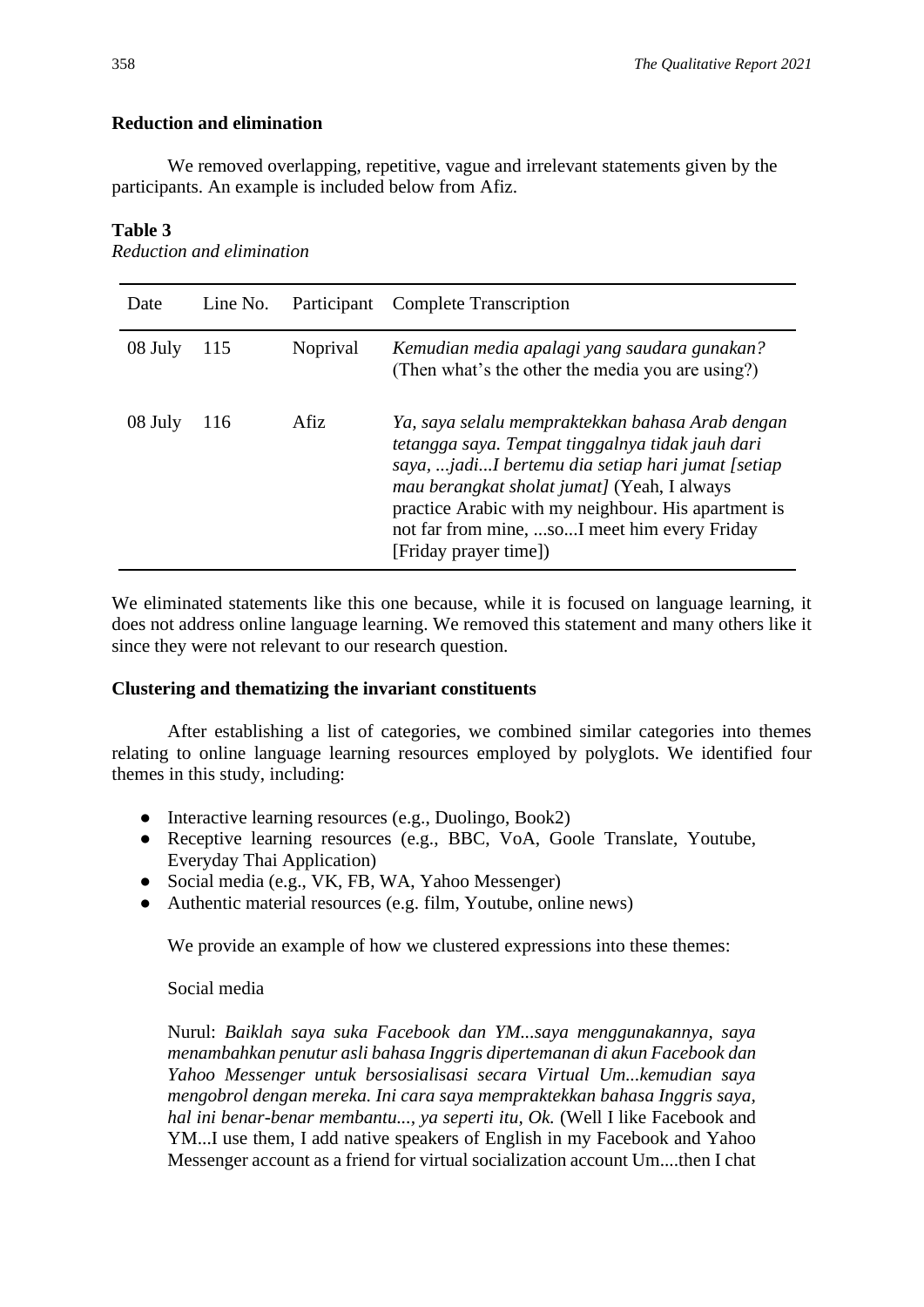### Reduction and elimination

We removed overlapping, repetitive, vague and irrelevant statements given by the participants. An example is included below from Afiz.

**Table 3**
*Reduction and elimination*

| Date | Line No. | Participant | Complete Transcription |
|---|---|---|---|
| 08 July | 115 | Noprival | *Kemudian media apalagi yang saudara gunakan?* (Then what's the other the media you are using?) |
| 08 July | 116 | Afiz | *Ya, saya selalu mempraktekkan bahasa Arab dengan tetangga saya. Tempat tinggalnya tidak jauh dari saya, ...jadi...I bertemu dia setiap hari jumat [setiap mau berangkat sholat jumat]* (Yeah, I always practice Arabic with my neighbour. His apartment is not far from mine, ...so...I meet him every Friday [Friday prayer time]) |

We eliminated statements like this one because, while it is focused on language learning, it does not address online language learning. We removed this statement and many others like it since they were not relevant to our research question.

### Clustering and thematizing the invariant constituents

After establishing a list of categories, we combined similar categories into themes relating to online language learning resources employed by polyglots. We identified four themes in this study, including:

- Interactive learning resources (e.g., Duolingo, Book2)
- Receptive learning resources (e.g., BBC, VoA, Goole Translate, Youtube, Everyday Thai Application)
- Social media (e.g., VK, FB, WA, Yahoo Messenger)
- Authentic material resources (e.g. film, Youtube, online news)

We provide an example of how we clustered expressions into these themes:

Social media

Nurul: *Baiklah saya suka Facebook dan YM...saya menggunakannya, saya menambahkan penutur asli bahasa Inggris dipertemanan di akun Facebook dan Yahoo Messenger untuk bersosialisasi secara Virtual Um...kemudian saya mengobrol dengan mereka. Ini cara saya mempraktekkan bahasa Inggris saya, hal ini benar-benar membantu..., ya seperti itu, Ok.* (Well I like Facebook and YM...I use them, I add native speakers of English in my Facebook and Yahoo Messenger account as a friend for virtual socialization account Um....then I chat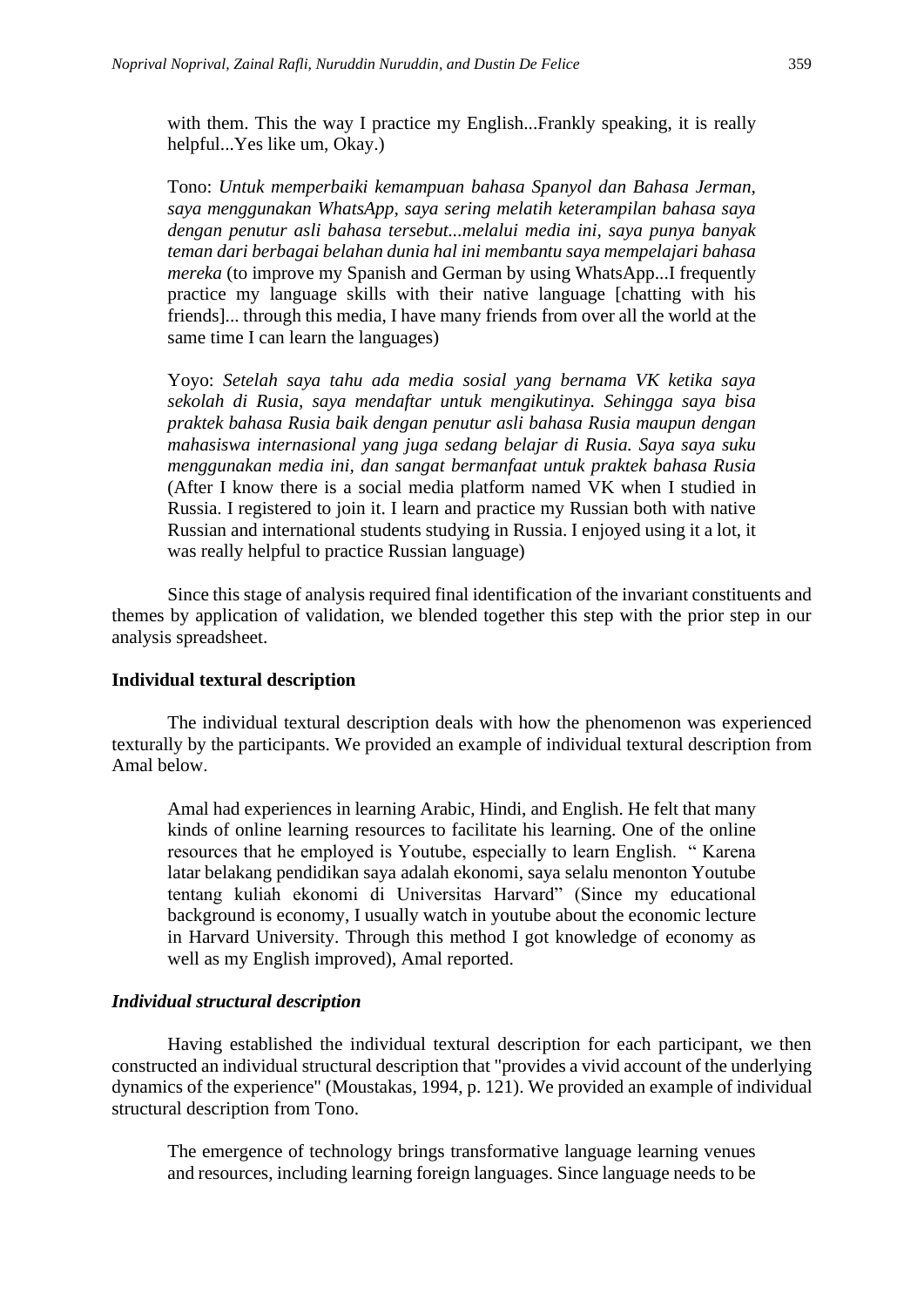with them. This the way I practice my English...Frankly speaking, it is really helpful...Yes like um, Okay.)

> Tono: *Untuk memperbaiki kemampuan bahasa Spanyol dan Bahasa Jerman, saya menggunakan WhatsApp, saya sering melatih keterampilan bahasa saya dengan penutur asli bahasa tersebut...melalui media ini, saya punya banyak teman dari berbagai belahan dunia hal ini membantu saya mempelajari bahasa mereka* (to improve my Spanish and German by using WhatsApp...I frequently practice my language skills with their native language [chatting with his friends]... through this media, I have many friends from over all the world at the same time I can learn the languages)

> Yoyo: *Setelah saya tahu ada media sosial yang bernama VK ketika saya sekolah di Rusia, saya mendaftar untuk mengikutinya. Sehingga saya bisa praktek bahasa Rusia baik dengan penutur asli bahasa Rusia maupun dengan mahasiswa internasional yang juga sedang belajar di Rusia. Saya saya suku menggunakan media ini, dan sangat bermanfaat untuk praktek bahasa Rusia* (After I know there is a social media platform named VK when I studied in Russia. I registered to join it. I learn and practice my Russian both with native Russian and international students studying in Russia. I enjoyed using it a lot, it was really helpful to practice Russian language)

Since this stage of analysis required final identification of the invariant constituents and themes by application of validation, we blended together this step with the prior step in our analysis spreadsheet.

**Individual textural description**

The individual textural description deals with how the phenomenon was experienced texturally by the participants. We provided an example of individual textural description from Amal below.

> Amal had experiences in learning Arabic, Hindi, and English. He felt that many kinds of online learning resources to facilitate his learning. One of the online resources that he employed is Youtube, especially to learn English. " Karena latar belakang pendidikan saya adalah ekonomi, saya selalu menonton Youtube tentang kuliah ekonomi di Universitas Harvard" (Since my educational background is economy, I usually watch in youtube about the economic lecture in Harvard University. Through this method I got knowledge of economy as well as my English improved), Amal reported.

***Individual structural description***

Having established the individual textural description for each participant, we then constructed an individual structural description that "provides a vivid account of the underlying dynamics of the experience" (Moustakas, 1994, p. 121). We provided an example of individual structural description from Tono.

> The emergence of technology brings transformative language learning venues and resources, including learning foreign languages. Since language needs to be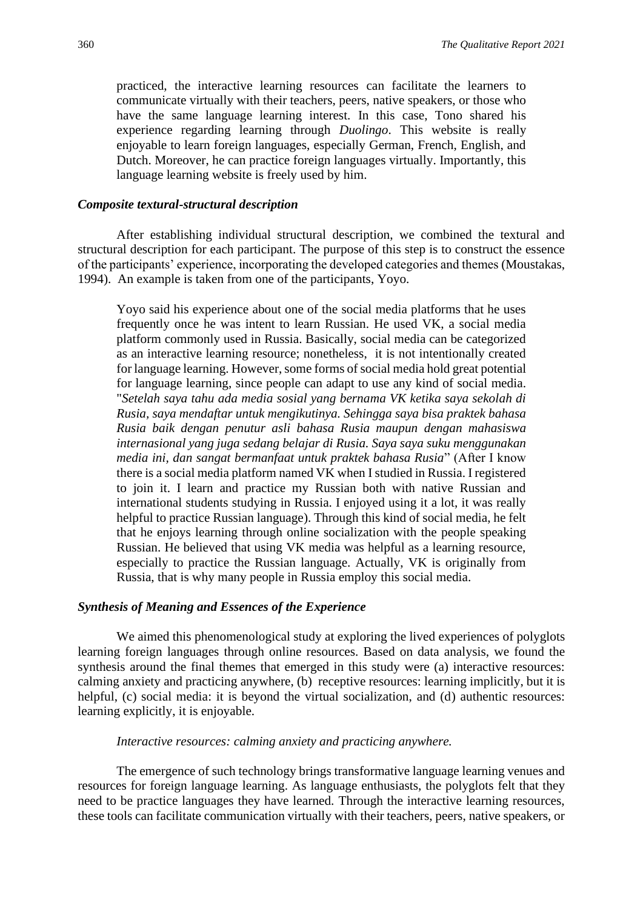> practiced, the interactive learning resources can facilitate the learners to communicate virtually with their teachers, peers, native speakers, or those who have the same language learning interest. In this case, Tono shared his experience regarding learning through *Duolingo*. This website is really enjoyable to learn foreign languages, especially German, French, English, and Dutch. Moreover, he can practice foreign languages virtually. Importantly, this language learning website is freely used by him.

### *Composite textural-structural description*

After establishing individual structural description, we combined the textural and structural description for each participant. The purpose of this step is to construct the essence of the participants' experience, incorporating the developed categories and themes (Moustakas, 1994). An example is taken from one of the participants, Yoyo.

> Yoyo said his experience about one of the social media platforms that he uses frequently once he was intent to learn Russian. He used VK, a social media platform commonly used in Russia. Basically, social media can be categorized as an interactive learning resource; nonetheless, it is not intentionally created for language learning. However, some forms of social media hold great potential for language learning, since people can adapt to use any kind of social media. "*Setelah saya tahu ada media sosial yang bernama VK ketika saya sekolah di Rusia, saya mendaftar untuk mengikutinya. Sehingga saya bisa praktek bahasa Rusia baik dengan penutur asli bahasa Rusia maupun dengan mahasiswa internasional yang juga sedang belajar di Rusia. Saya saya suku menggunakan media ini, dan sangat bermanfaat untuk praktek bahasa Rusia*" (After I know there is a social media platform named VK when I studied in Russia. I registered to join it. I learn and practice my Russian both with native Russian and international students studying in Russia. I enjoyed using it a lot, it was really helpful to practice Russian language). Through this kind of social media, he felt that he enjoys learning through online socialization with the people speaking Russian. He believed that using VK media was helpful as a learning resource, especially to practice the Russian language. Actually, VK is originally from Russia, that is why many people in Russia employ this social media.

### *Synthesis of Meaning and Essences of the Experience*

We aimed this phenomenological study at exploring the lived experiences of polyglots learning foreign languages through online resources. Based on data analysis, we found the synthesis around the final themes that emerged in this study were (a) interactive resources: calming anxiety and practicing anywhere, (b) receptive resources: learning implicitly, but it is helpful, (c) social media: it is beyond the virtual socialization, and (d) authentic resources: learning explicitly, it is enjoyable.

#### *Interactive resources: calming anxiety and practicing anywhere.*

The emergence of such technology brings transformative language learning venues and resources for foreign language learning. As language enthusiasts, the polyglots felt that they need to be practice languages they have learned. Through the interactive learning resources, these tools can facilitate communication virtually with their teachers, peers, native speakers, or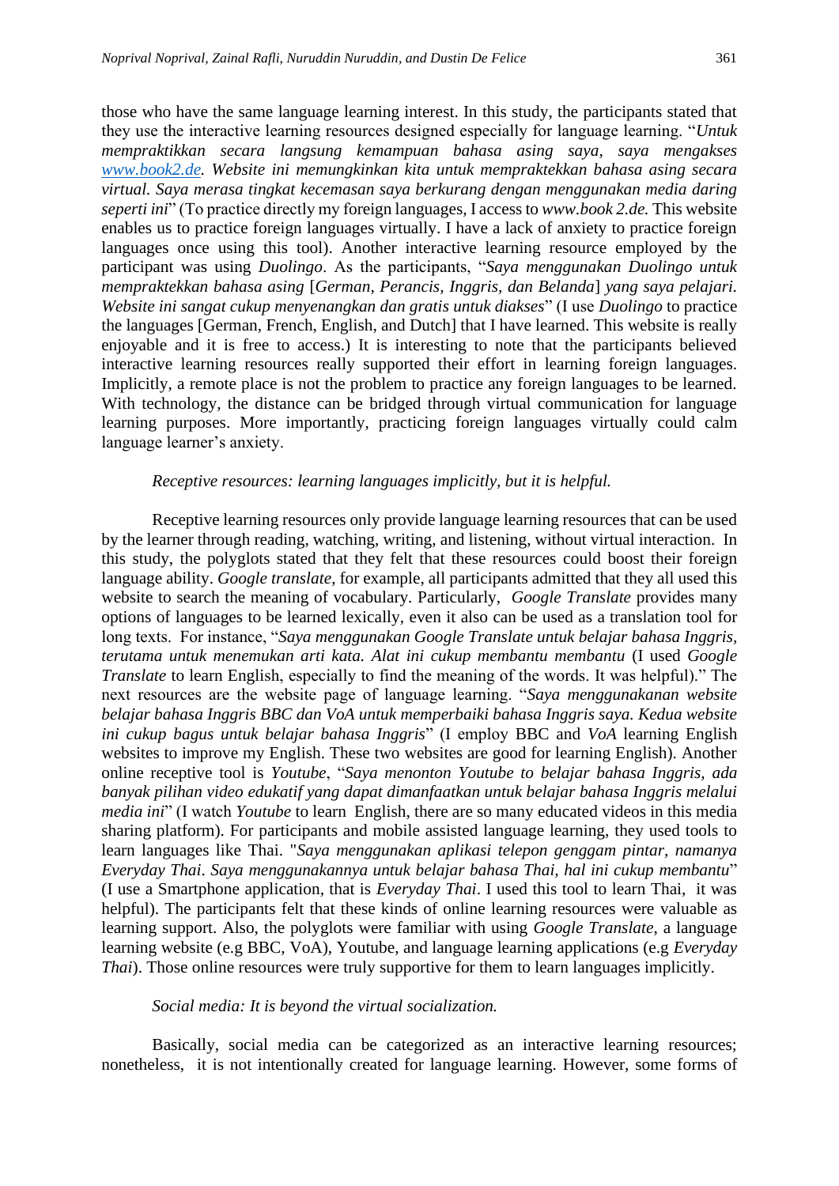those who have the same language learning interest. In this study, the participants stated that they use the interactive learning resources designed especially for language learning. "*Untuk mempraktikkan secara langsung kemampuan bahasa asing saya, saya mengakses www.book2.de. Website ini memungkinkan kita untuk mempraktekkan bahasa asing secara virtual. Saya merasa tingkat kecemasan saya berkurang dengan menggunakan media daring seperti ini*" (To practice directly my foreign languages, I access to *www.book 2.de.* This website enables us to practice foreign languages virtually. I have a lack of anxiety to practice foreign languages once using this tool). Another interactive learning resource employed by the participant was using *Duolingo*. As the participants, "*Saya menggunakan Duolingo untuk mempraktekkan bahasa asing* [*German, Perancis, Inggris, dan Belanda*] *yang saya pelajari. Website ini sangat cukup menyenangkan dan gratis untuk diakses*" (I use *Duolingo* to practice the languages [German, French, English, and Dutch] that I have learned. This website is really enjoyable and it is free to access.) It is interesting to note that the participants believed interactive learning resources really supported their effort in learning foreign languages. Implicitly, a remote place is not the problem to practice any foreign languages to be learned. With technology, the distance can be bridged through virtual communication for language learning purposes. More importantly, practicing foreign languages virtually could calm language learner's anxiety.

*Receptive resources: learning languages implicitly, but it is helpful.*

Receptive learning resources only provide language learning resources that can be used by the learner through reading, watching, writing, and listening, without virtual interaction. In this study, the polyglots stated that they felt that these resources could boost their foreign language ability. *Google translate*, for example, all participants admitted that they all used this website to search the meaning of vocabulary. Particularly, *Google Translate* provides many options of languages to be learned lexically, even it also can be used as a translation tool for long texts. For instance, "*Saya menggunakan Google Translate untuk belajar bahasa Inggris, terutama untuk menemukan arti kata. Alat ini cukup membantu membantu* (I used *Google Translate* to learn English, especially to find the meaning of the words. It was helpful)." The next resources are the website page of language learning. "*Saya menggunakanan website belajar bahasa Inggris BBC dan VoA untuk memperbaiki bahasa Inggris saya. Kedua website ini cukup bagus untuk belajar bahasa Inggris*" (I employ BBC and *VoA* learning English websites to improve my English. These two websites are good for learning English). Another online receptive tool is *Youtube*, "*Saya menonton Youtube to belajar bahasa Inggris, ada banyak pilihan video edukatif yang dapat dimanfaatkan untuk belajar bahasa Inggris melalui media ini*" (I watch *Youtube* to learn English, there are so many educated videos in this media sharing platform). For participants and mobile assisted language learning, they used tools to learn languages like Thai. "*Saya menggunakan aplikasi telepon genggam pintar, namanya Everyday Thai. Saya menggunakannya untuk belajar bahasa Thai, hal ini cukup membantu*" (I use a Smartphone application, that is *Everyday Thai*. I used this tool to learn Thai, it was helpful). The participants felt that these kinds of online learning resources were valuable as learning support. Also, the polyglots were familiar with using *Google Translate*, a language learning website (e.g BBC, VoA), Youtube, and language learning applications (e.g *Everyday Thai*). Those online resources were truly supportive for them to learn languages implicitly.

*Social media: It is beyond the virtual socialization.*

Basically, social media can be categorized as an interactive learning resources; nonetheless, it is not intentionally created for language learning. However, some forms of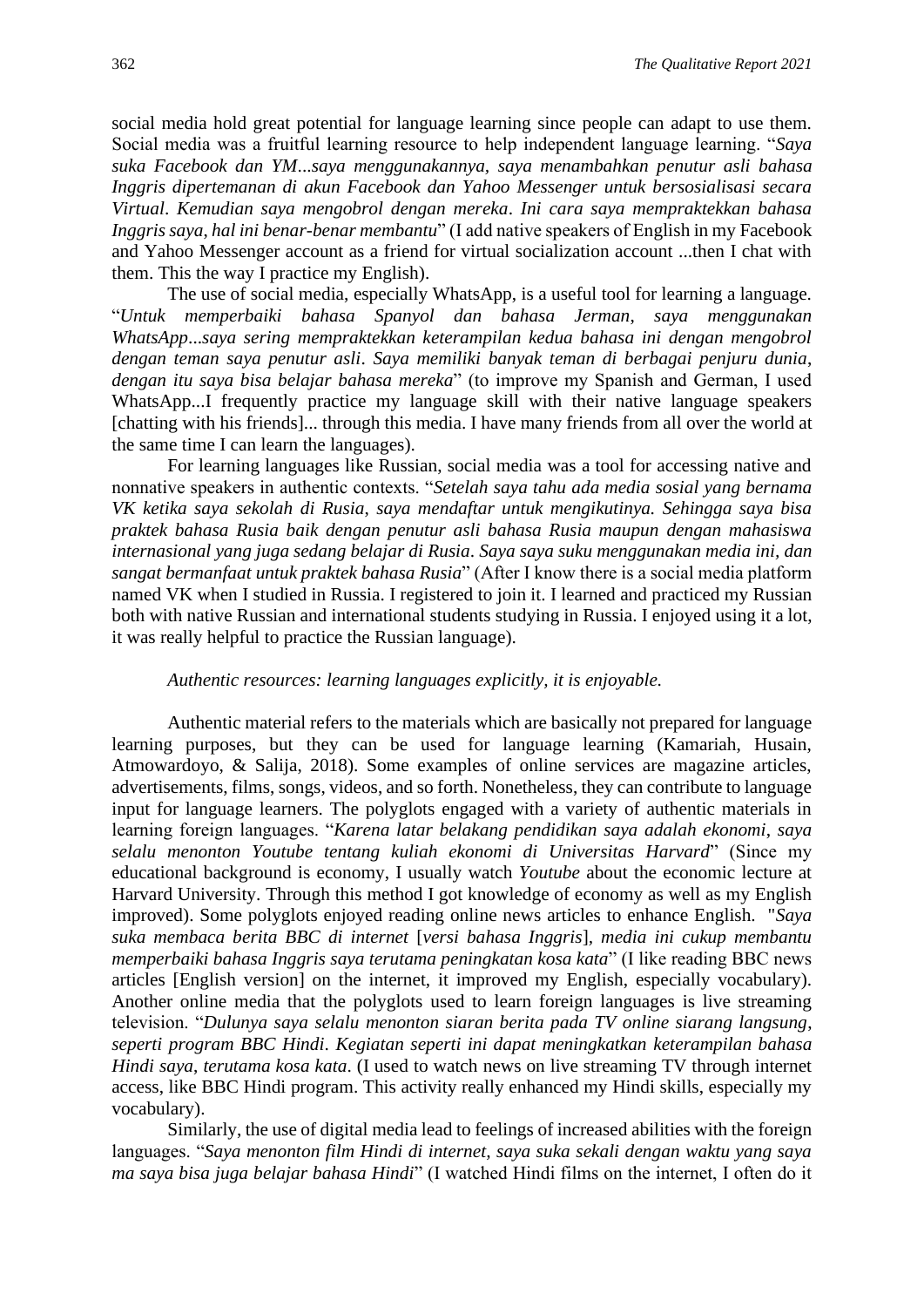social media hold great potential for language learning since people can adapt to use them. Social media was a fruitful learning resource to help independent language learning. "*Saya suka Facebook dan YM...saya menggunakannya, saya menambahkan penutur asli bahasa Inggris dipertemanan di akun Facebook dan Yahoo Messenger untuk bersosialisasi secara Virtual. Kemudian saya mengobrol dengan mereka. Ini cara saya mempraktekkan bahasa Inggris saya, hal ini benar-benar membantu*" (I add native speakers of English in my Facebook and Yahoo Messenger account as a friend for virtual socialization account ...then I chat with them. This the way I practice my English).

The use of social media, especially WhatsApp, is a useful tool for learning a language. "*Untuk memperbaiki bahasa Spanyol dan bahasa Jerman, saya menggunakan WhatsApp...saya sering mempraktekkan keterampilan kedua bahasa ini dengan mengobrol dengan teman saya penutur asli. Saya memiliki banyak teman di berbagai penjuru dunia, dengan itu saya bisa belajar bahasa mereka*" (to improve my Spanish and German, I used WhatsApp...I frequently practice my language skill with their native language speakers [chatting with his friends]... through this media. I have many friends from all over the world at the same time I can learn the languages).

For learning languages like Russian, social media was a tool for accessing native and nonnative speakers in authentic contexts. "*Setelah saya tahu ada media sosial yang bernama VK ketika saya sekolah di Rusia, saya mendaftar untuk mengikutinya. Sehingga saya bisa praktek bahasa Rusia baik dengan penutur asli bahasa Rusia maupun dengan mahasiswa internasional yang juga sedang belajar di Rusia. Saya saya suku menggunakan media ini, dan sangat bermanfaat untuk praktek bahasa Rusia*" (After I know there is a social media platform named VK when I studied in Russia. I registered to join it. I learned and practiced my Russian both with native Russian and international students studying in Russia. I enjoyed using it a lot, it was really helpful to practice the Russian language).

*Authentic resources: learning languages explicitly, it is enjoyable.*

Authentic material refers to the materials which are basically not prepared for language learning purposes, but they can be used for language learning (Kamariah, Husain, Atmowardoyo, & Salija, 2018). Some examples of online services are magazine articles, advertisements, films, songs, videos, and so forth. Nonetheless, they can contribute to language input for language learners. The polyglots engaged with a variety of authentic materials in learning foreign languages. "*Karena latar belakang pendidikan saya adalah ekonomi, saya selalu menonton Youtube tentang kuliah ekonomi di Universitas Harvard*" (Since my educational background is economy, I usually watch *Youtube* about the economic lecture at Harvard University. Through this method I got knowledge of economy as well as my English improved). Some polyglots enjoyed reading online news articles to enhance English. "*Saya suka membaca berita BBC di internet* [*versi bahasa Inggris*], *media ini cukup membantu memperbaiki bahasa Inggris saya terutama peningkatan kosa kata*" (I like reading BBC news articles [English version] on the internet, it improved my English, especially vocabulary). Another online media that the polyglots used to learn foreign languages is live streaming television. "*Dulunya saya selalu menonton siaran berita pada TV online siarang langsung, seperti program BBC Hindi. Kegiatan seperti ini dapat meningkatkan keterampilan bahasa Hindi saya, terutama kosa kata*. (I used to watch news on live streaming TV through internet access, like BBC Hindi program. This activity really enhanced my Hindi skills, especially my vocabulary).

Similarly, the use of digital media lead to feelings of increased abilities with the foreign languages. "*Saya menonton film Hindi di internet, saya suka sekali dengan waktu yang saya ma saya bisa juga belajar bahasa Hindi*" (I watched Hindi films on the internet, I often do it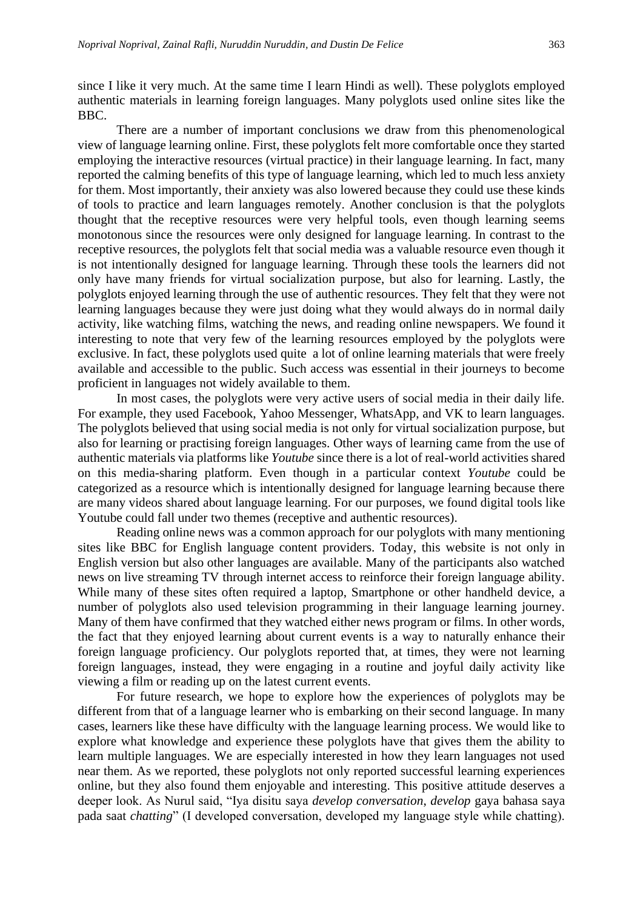since I like it very much. At the same time I learn Hindi as well). These polyglots employed authentic materials in learning foreign languages. Many polyglots used online sites like the BBC.

There are a number of important conclusions we draw from this phenomenological view of language learning online. First, these polyglots felt more comfortable once they started employing the interactive resources (virtual practice) in their language learning. In fact, many reported the calming benefits of this type of language learning, which led to much less anxiety for them. Most importantly, their anxiety was also lowered because they could use these kinds of tools to practice and learn languages remotely. Another conclusion is that the polyglots thought that the receptive resources were very helpful tools, even though learning seems monotonous since the resources were only designed for language learning. In contrast to the receptive resources, the polyglots felt that social media was a valuable resource even though it is not intentionally designed for language learning. Through these tools the learners did not only have many friends for virtual socialization purpose, but also for learning. Lastly, the polyglots enjoyed learning through the use of authentic resources. They felt that they were not learning languages because they were just doing what they would always do in normal daily activity, like watching films, watching the news, and reading online newspapers. We found it interesting to note that very few of the learning resources employed by the polyglots were exclusive. In fact, these polyglots used quite a lot of online learning materials that were freely available and accessible to the public. Such access was essential in their journeys to become proficient in languages not widely available to them.

In most cases, the polyglots were very active users of social media in their daily life. For example, they used Facebook, Yahoo Messenger, WhatsApp, and VK to learn languages. The polyglots believed that using social media is not only for virtual socialization purpose, but also for learning or practising foreign languages. Other ways of learning came from the use of authentic materials via platforms like *Youtube* since there is a lot of real-world activities shared on this media-sharing platform. Even though in a particular context *Youtube* could be categorized as a resource which is intentionally designed for language learning because there are many videos shared about language learning. For our purposes, we found digital tools like Youtube could fall under two themes (receptive and authentic resources).

Reading online news was a common approach for our polyglots with many mentioning sites like BBC for English language content providers. Today, this website is not only in English version but also other languages are available. Many of the participants also watched news on live streaming TV through internet access to reinforce their foreign language ability. While many of these sites often required a laptop, Smartphone or other handheld device, a number of polyglots also used television programming in their language learning journey. Many of them have confirmed that they watched either news program or films. In other words, the fact that they enjoyed learning about current events is a way to naturally enhance their foreign language proficiency. Our polyglots reported that, at times, they were not learning foreign languages, instead, they were engaging in a routine and joyful daily activity like viewing a film or reading up on the latest current events.

For future research, we hope to explore how the experiences of polyglots may be different from that of a language learner who is embarking on their second language. In many cases, learners like these have difficulty with the language learning process. We would like to explore what knowledge and experience these polyglots have that gives them the ability to learn multiple languages. We are especially interested in how they learn languages not used near them. As we reported, these polyglots not only reported successful learning experiences online, but they also found them enjoyable and interesting. This positive attitude deserves a deeper look. As Nurul said, "Iya disitu saya *develop conversation*, *develop* gaya bahasa saya pada saat *chatting*" (I developed conversation, developed my language style while chatting).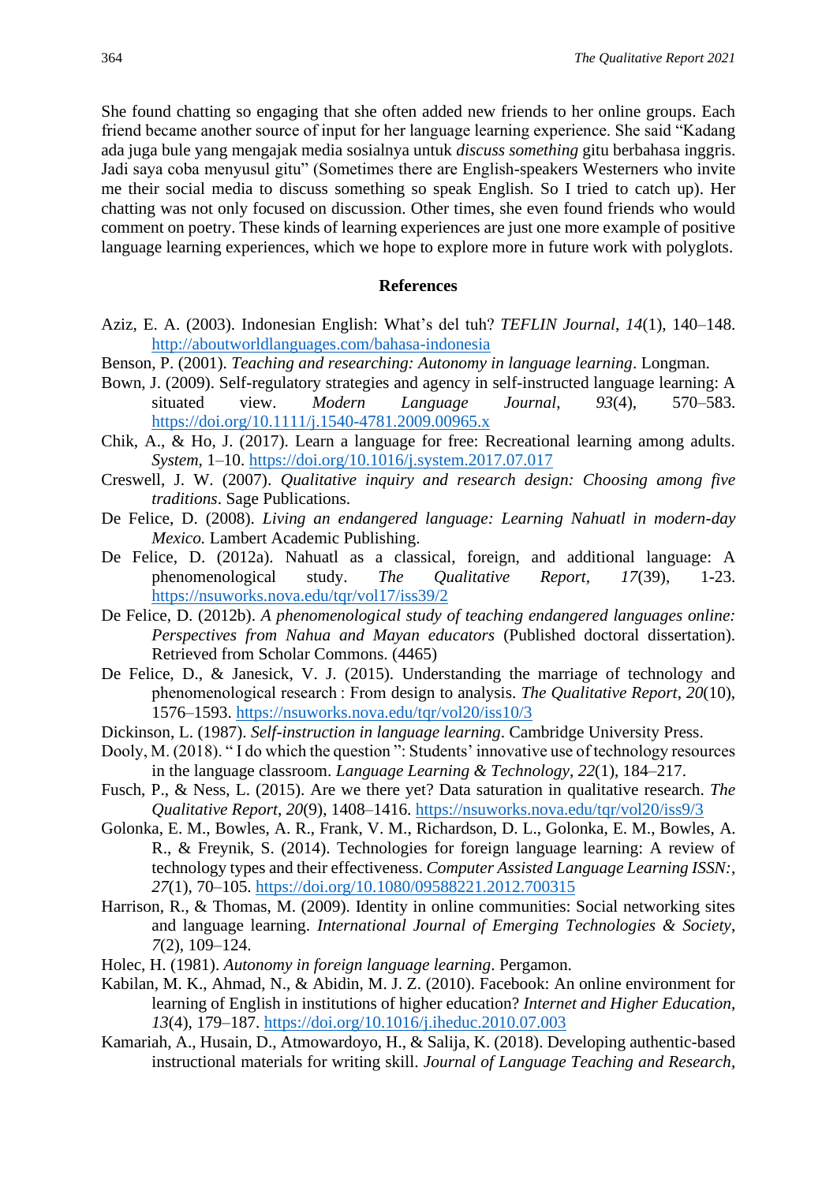She found chatting so engaging that she often added new friends to her online groups. Each friend became another source of input for her language learning experience. She said "Kadang ada juga bule yang mengajak media sosialnya untuk *discuss something* gitu berbahasa inggris. Jadi saya coba menyusul gitu" (Sometimes there are English-speakers Westerners who invite me their social media to discuss something so speak English. So I tried to catch up). Her chatting was not only focused on discussion. Other times, she even found friends who would comment on poetry. These kinds of learning experiences are just one more example of positive language learning experiences, which we hope to explore more in future work with polyglots.

## References

Aziz, E. A. (2003). Indonesian English: What's del tuh? *TEFLIN Journal*, *14*(1), 140–148. http://aboutworldlanguages.com/bahasa-indonesia

Benson, P. (2001). *Teaching and researching: Autonomy in language learning*. Longman.

Bown, J. (2009). Self-regulatory strategies and agency in self-instructed language learning: A situated view. *Modern Language Journal*, *93*(4), 570–583. https://doi.org/10.1111/j.1540-4781.2009.00965.x

Chik, A., & Ho, J. (2017). Learn a language for free: Recreational learning among adults. *System*, 1–10. https://doi.org/10.1016/j.system.2017.07.017

Creswell, J. W. (2007). *Qualitative inquiry and research design: Choosing among five traditions*. Sage Publications.

De Felice, D. (2008). *Living an endangered language: Learning Nahuatl in modern-day Mexico.* Lambert Academic Publishing.

De Felice, D. (2012a). Nahuatl as a classical, foreign, and additional language: A phenomenological study. *The Qualitative Report*, *17*(39), 1-23. https://nsuworks.nova.edu/tqr/vol17/iss39/2

De Felice, D. (2012b). *A phenomenological study of teaching endangered languages online: Perspectives from Nahua and Mayan educators* (Published doctoral dissertation). Retrieved from Scholar Commons. (4465)

De Felice, D., & Janesick, V. J. (2015). Understanding the marriage of technology and phenomenological research : From design to analysis. *The Qualitative Report*, *20*(10), 1576–1593. https://nsuworks.nova.edu/tqr/vol20/iss10/3

Dickinson, L. (1987). *Self-instruction in language learning*. Cambridge University Press.

Dooly, M. (2018). " I do which the question ": Students' innovative use of technology resources in the language classroom. *Language Learning & Technology*, *22*(1), 184–217.

Fusch, P., & Ness, L. (2015). Are we there yet? Data saturation in qualitative research. *The Qualitative Report*, *20*(9), 1408–1416. https://nsuworks.nova.edu/tqr/vol20/iss9/3

Golonka, E. M., Bowles, A. R., Frank, V. M., Richardson, D. L., Golonka, E. M., Bowles, A. R., & Freynik, S. (2014). Technologies for foreign language learning: A review of technology types and their effectiveness. *Computer Assisted Language Learning ISSN:*, *27*(1), 70–105. https://doi.org/10.1080/09588221.2012.700315

Harrison, R., & Thomas, M. (2009). Identity in online communities: Social networking sites and language learning. *International Journal of Emerging Technologies & Society*, *7*(2), 109–124.

Holec, H. (1981). *Autonomy in foreign language learning*. Pergamon.

Kabilan, M. K., Ahmad, N., & Abidin, M. J. Z. (2010). Facebook: An online environment for learning of English in institutions of higher education? *Internet and Higher Education*, *13*(4), 179–187. https://doi.org/10.1016/j.iheduc.2010.07.003

Kamariah, A., Husain, D., Atmowardoyo, H., & Salija, K. (2018). Developing authentic-based instructional materials for writing skill. *Journal of Language Teaching and Research*,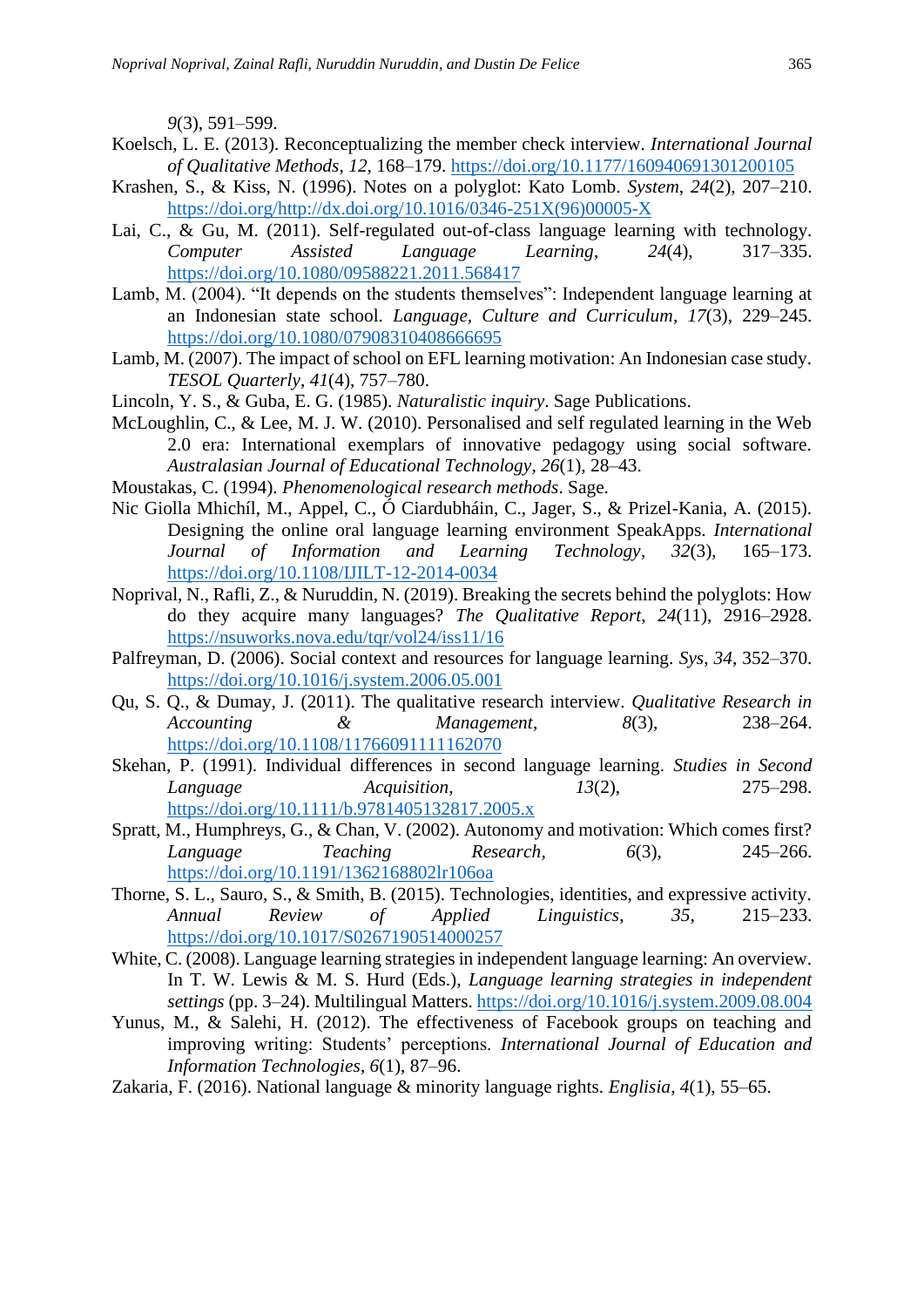9(3), 591–599.

Koelsch, L. E. (2013). Reconceptualizing the member check interview. *International Journal of Qualitative Methods*, *12*, 168–179. https://doi.org/10.1177/160940691301200105

Krashen, S., & Kiss, N. (1996). Notes on a polyglot: Kato Lomb. *System*, *24*(2), 207–210. https://doi.org/http://dx.doi.org/10.1016/0346-251X(96)00005-X

Lai, C., & Gu, M. (2011). Self-regulated out-of-class language learning with technology. *Computer Assisted Language Learning*, *24*(4), 317–335. https://doi.org/10.1080/09588221.2011.568417

Lamb, M. (2004). "It depends on the students themselves": Independent language learning at an Indonesian state school. *Language, Culture and Curriculum*, *17*(3), 229–245. https://doi.org/10.1080/07908310408666695

Lamb, M. (2007). The impact of school on EFL learning motivation: An Indonesian case study. *TESOL Quarterly*, *41*(4), 757–780.

Lincoln, Y. S., & Guba, E. G. (1985). *Naturalistic inquiry*. Sage Publications.

McLoughlin, C., & Lee, M. J. W. (2010). Personalised and self regulated learning in the Web 2.0 era: International exemplars of innovative pedagogy using social software. *Australasian Journal of Educational Technology*, *26*(1), 28–43.

Moustakas, C. (1994). *Phenomenological research methods*. Sage.

Nic Giolla Mhichíl, M., Appel, C., Ó Ciardubháin, C., Jager, S., & Prizel-Kania, A. (2015). Designing the online oral language learning environment SpeakApps. *International Journal of Information and Learning Technology*, *32*(3), 165–173. https://doi.org/10.1108/IJILT-12-2014-0034

Noprival, N., Rafli, Z., & Nuruddin, N. (2019). Breaking the secrets behind the polyglots: How do they acquire many languages? *The Qualitative Report*, *24*(11), 2916–2928. https://nsuworks.nova.edu/tqr/vol24/iss11/16

Palfreyman, D. (2006). Social context and resources for language learning. *Sys*, *34*, 352–370. https://doi.org/10.1016/j.system.2006.05.001

Qu, S. Q., & Dumay, J. (2011). The qualitative research interview. *Qualitative Research in Accounting & Management*, *8*(3), 238–264. https://doi.org/10.1108/11766091111162070

Skehan, P. (1991). Individual differences in second language learning. *Studies in Second Language Acquisition*, *13*(2), 275–298. https://doi.org/10.1111/b.9781405132817.2005.x

Spratt, M., Humphreys, G., & Chan, V. (2002). Autonomy and motivation: Which comes first? *Language Teaching Research*, *6*(3), 245–266. https://doi.org/10.1191/1362168802lr106oa

Thorne, S. L., Sauro, S., & Smith, B. (2015). Technologies, identities, and expressive activity. *Annual Review of Applied Linguistics*, *35*, 215–233. https://doi.org/10.1017/S0267190514000257

White, C. (2008). Language learning strategies in independent language learning: An overview. In T. W. Lewis & M. S. Hurd (Eds.), *Language learning strategies in independent settings* (pp. 3–24). Multilingual Matters. https://doi.org/10.1016/j.system.2009.08.004

Yunus, M., & Salehi, H. (2012). The effectiveness of Facebook groups on teaching and improving writing: Students' perceptions. *International Journal of Education and Information Technologies*, *6*(1), 87–96.

Zakaria, F. (2016). National language & minority language rights. *Englisia*, *4*(1), 55–65.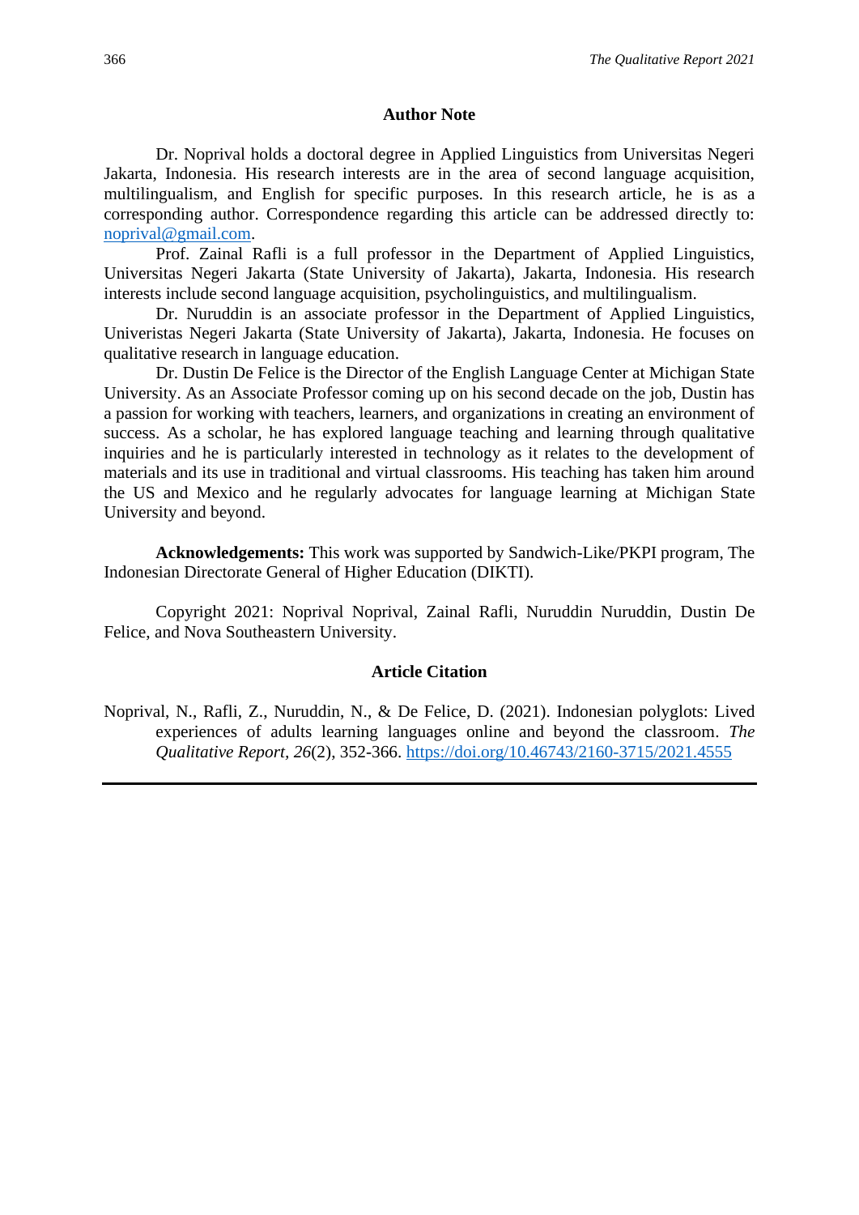## Author Note

Dr. Noprival holds a doctoral degree in Applied Linguistics from Universitas Negeri Jakarta, Indonesia. His research interests are in the area of second language acquisition, multilingualism, and English for specific purposes. In this research article, he is as a corresponding author. Correspondence regarding this article can be addressed directly to: noprival@gmail.com.

Prof. Zainal Rafli is a full professor in the Department of Applied Linguistics, Universitas Negeri Jakarta (State University of Jakarta), Jakarta, Indonesia. His research interests include second language acquisition, psycholinguistics, and multilingualism.

Dr. Nuruddin is an associate professor in the Department of Applied Linguistics, Univeristas Negeri Jakarta (State University of Jakarta), Jakarta, Indonesia. He focuses on qualitative research in language education.

Dr. Dustin De Felice is the Director of the English Language Center at Michigan State University. As an Associate Professor coming up on his second decade on the job, Dustin has a passion for working with teachers, learners, and organizations in creating an environment of success. As a scholar, he has explored language teaching and learning through qualitative inquiries and he is particularly interested in technology as it relates to the development of materials and its use in traditional and virtual classrooms. His teaching has taken him around the US and Mexico and he regularly advocates for language learning at Michigan State University and beyond.

**Acknowledgements:** This work was supported by Sandwich-Like/PKPI program, The Indonesian Directorate General of Higher Education (DIKTI).

Copyright 2021: Noprival Noprival, Zainal Rafli, Nuruddin Nuruddin, Dustin De Felice, and Nova Southeastern University.

## Article Citation

Noprival, N., Rafli, Z., Nuruddin, N., & De Felice, D. (2021). Indonesian polyglots: Lived experiences of adults learning languages online and beyond the classroom. *The Qualitative Report*, *26*(2), 352-366. https://doi.org/10.46743/2160-3715/2021.4555